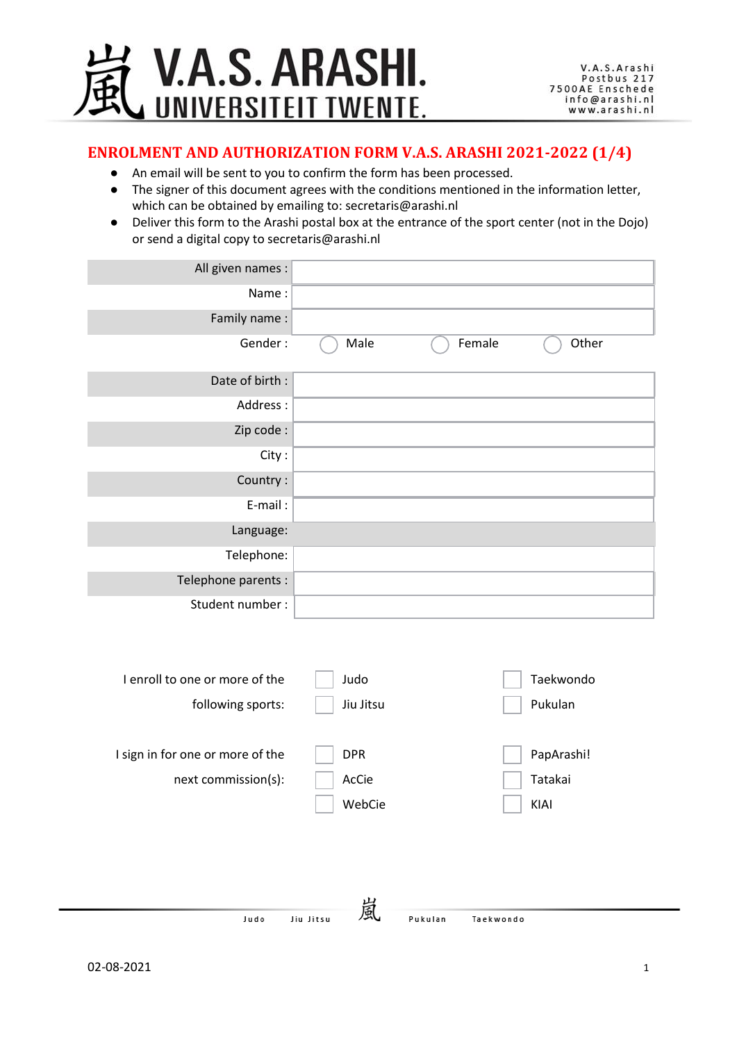# ENROLMENT AND AUTHORIZATION FORM V.A.S. ARASHI 2021-2022 (1/4)

- An email will be sent to you to confirm the form has been processed.
- The signer of this document agrees with the conditions mentioned in the information letter, which can be obtained by emailing to: secretaris@arashi.nl
- Deliver this form to the Arashi postal box at the entrance of the sport center (not in the Dojo) or send a digital copy to secretaris@arashi.nl

| | |
|---|---|
| All given names : | |
| Name : | |
| Family name : | |
| Gender : | ○ Male ○ Female ○ Other |
| Date of birth : | |
| Address : | |
| Zip code : | |
| City : | |
| Country : | |
| E-mail : | |
| Language: | |
| Telephone: | |
| Telephone parents : | |
| Student number : | |

I enroll to one or more of the following sports:

- ☐ Judo
- ☐ Taekwondo
- ☐ Jiu Jitsu
- ☐ Pukulan

I sign in for one or more of the next commission(s):

- ☐ DPR
- ☐ PapArashi!
- ☐ AcCie
- ☐ Tatakai
- ☐ WebCie
- ☐ KIAI

02-08-2021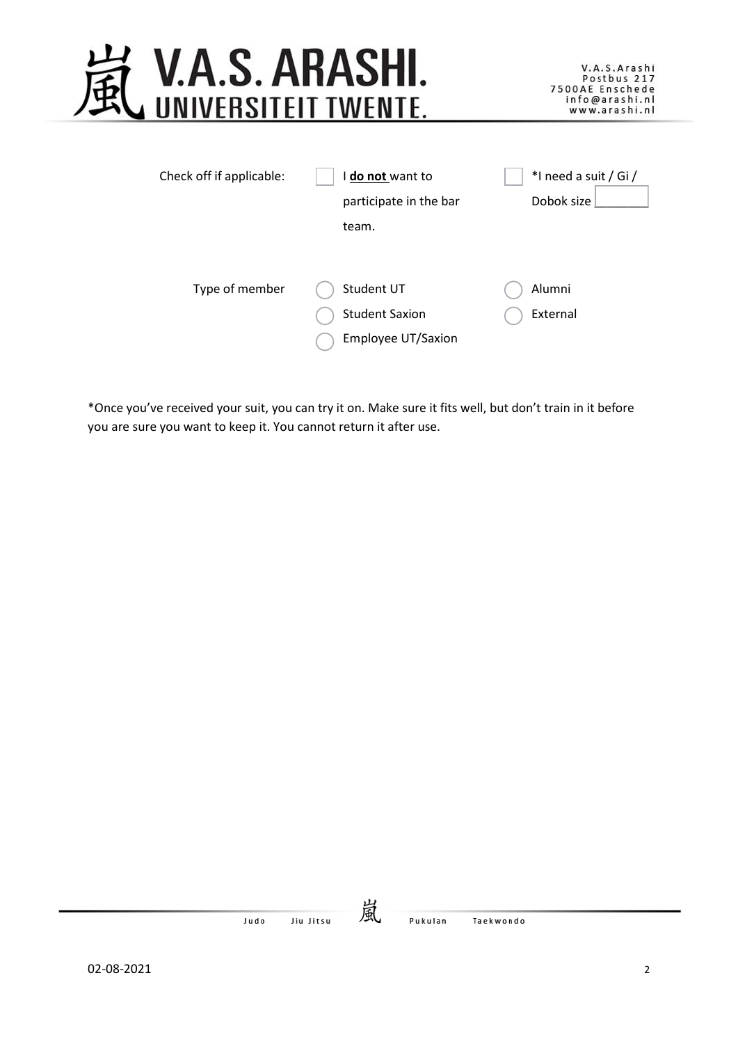| Check off if applicable: | ☐ I **do not** want to participate in the bar team. | ☐ *I need a suit / Gi / Dobok size ______ |
|---|---|---|
| Type of member | ◯ Student UT<br>◯ Student Saxion<br>◯ Employee UT/Saxion | ◯ Alumni<br>◯ External |

*Once you've received your suit, you can try it on. Make sure it fits well, but don't train in it before you are sure you want to keep it. You cannot return it after use.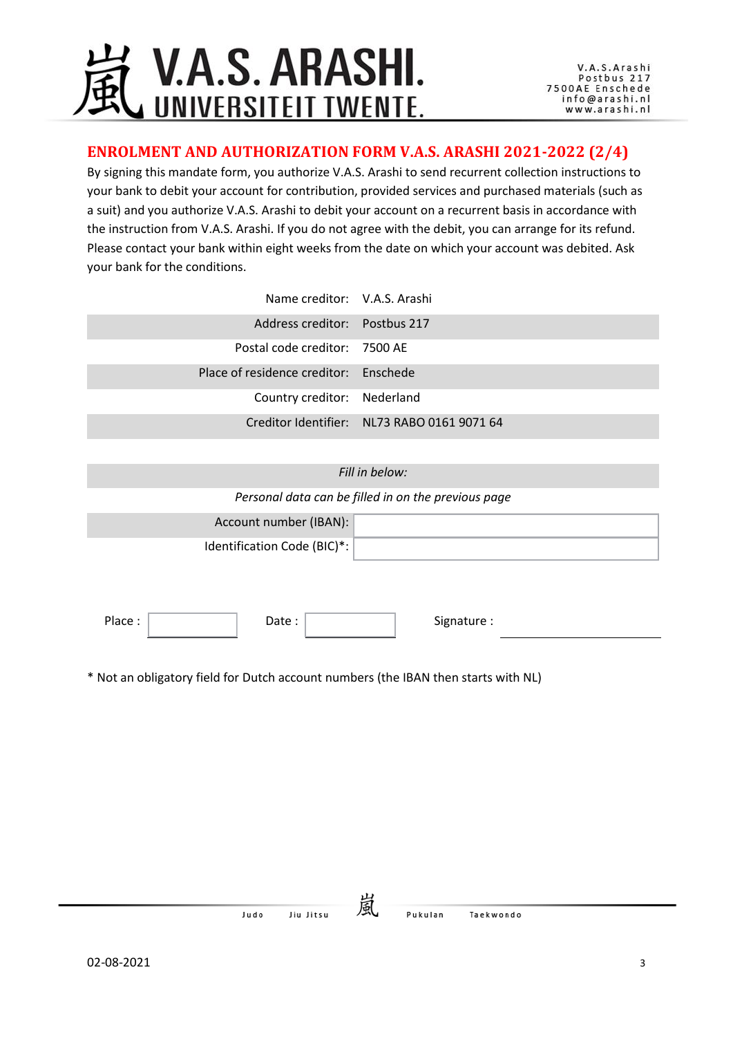# ENROLMENT AND AUTHORIZATION FORM V.A.S. ARASHI 2021-2022 (2/4)

By signing this mandate form, you authorize V.A.S. Arashi to send recurrent collection instructions to your bank to debit your account for contribution, provided services and purchased materials (such as a suit) and you authorize V.A.S. Arashi to debit your account on a recurrent basis in accordance with the instruction from V.A.S. Arashi. If you do not agree with the debit, you can arrange for its refund. Please contact your bank within eight weeks from the date on which your account was debited. Ask your bank for the conditions.

| | |
|---|---|
| Name creditor: | V.A.S. Arashi |
| Address creditor: | Postbus 217 |
| Postal code creditor: | 7500 AE |
| Place of residence creditor: | Enschede |
| Country creditor: | Nederland |
| Creditor Identifier: | NL73 RABO 0161 9071 64 |

*Fill in below:*

*Personal data can be filled in on the previous page*

| | |
|---|---|
| Account number (IBAN): | |
| Identification Code (BIC)*: | |

Place : ____________ Date : ____________ Signature : ____________

* Not an obligatory field for Dutch account numbers (the IBAN then starts with NL)

02-08-2021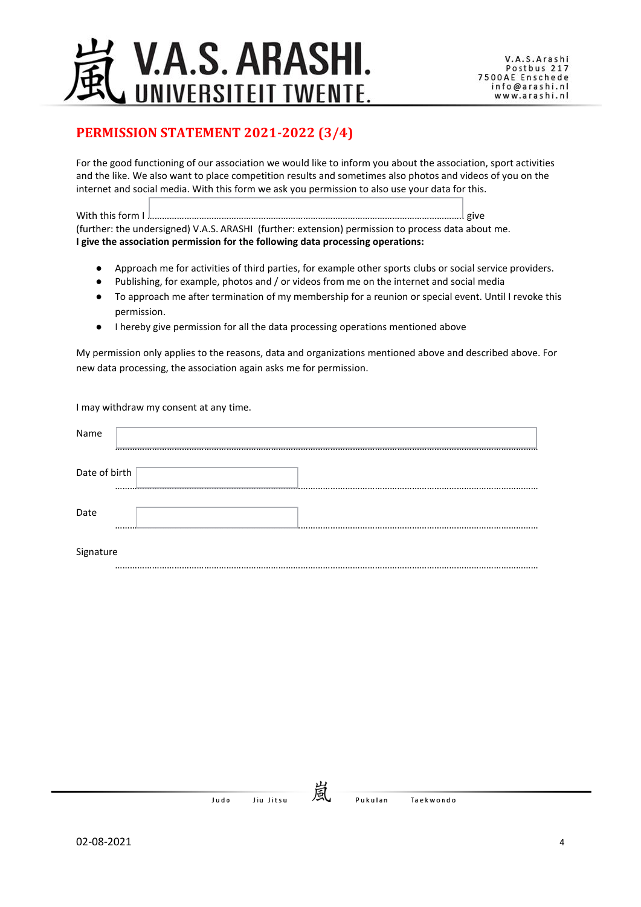# V.A.S. ARASHI.

## UNIVERSITEIT TWENTE.

V.A.S.Arashi
Postbus 217
7500AE Enschede
info@arashi.nl
www.arashi.nl

## PERMISSION STATEMENT 2021-2022 (3/4)

For the good functioning of our association we would like to inform you about the association, sport activities and the like. We also want to place competition results and sometimes also photos and videos of you on the internet and social media. With this form we ask you permission to also use your data for this.

With this form I ................................................................................................ give (further: the undersigned) V.A.S. ARASHI (further: extension) permission to process data about me.

**I give the association permission for the following data processing operations:**

- Approach me for activities of third parties, for example other sports clubs or social service providers.
- Publishing, for example, photos and / or videos from me on the internet and social media
- To approach me after termination of my membership for a reunion or special event. Until I revoke this permission.
- I hereby give permission for all the data processing operations mentioned above

My permission only applies to the reasons, data and organizations mentioned above and described above. For new data processing, the association again asks me for permission.

I may withdraw my consent at any time.

Name ................................................................................................

Date of birth ................................................................................................

Date ................................................................................................

Signature ................................................................................................

Judo   Jiu Jitsu   Pukulan   Taekwondo

02-08-2021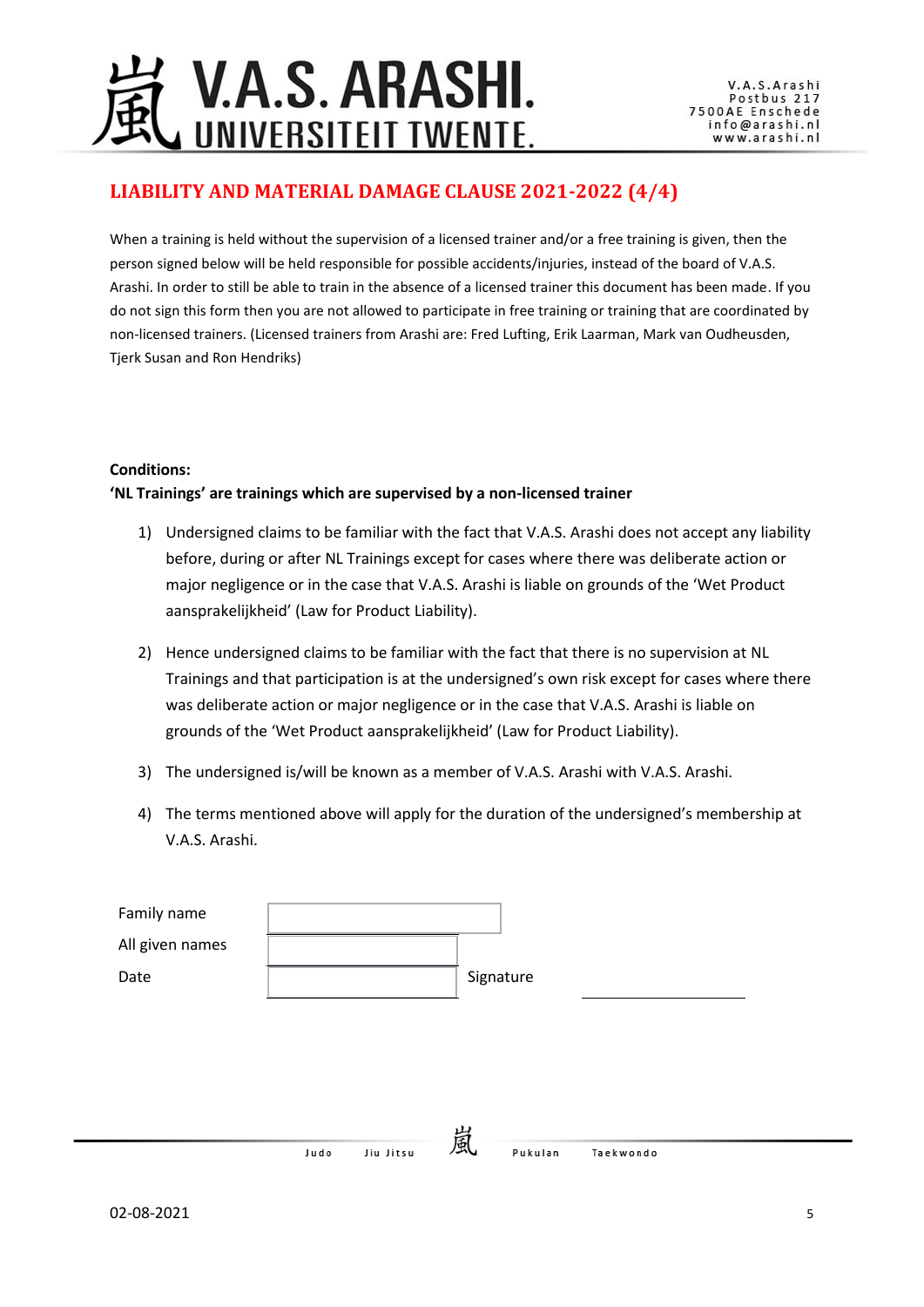# LIABILITY AND MATERIAL DAMAGE CLAUSE 2021-2022 (4/4)

When a training is held without the supervision of a licensed trainer and/or a free training is given, then the person signed below will be held responsible for possible accidents/injuries, instead of the board of V.A.S. Arashi. In order to still be able to train in the absence of a licensed trainer this document has been made. If you do not sign this form then you are not allowed to participate in free training or training that are coordinated by non-licensed trainers. (Licensed trainers from Arashi are: Fred Lufting, Erik Laarman, Mark van Oudheusden, Tjerk Susan and Ron Hendriks)

**Conditions:**
**'NL Trainings' are trainings which are supervised by a non-licensed trainer**

1) Undersigned claims to be familiar with the fact that V.A.S. Arashi does not accept any liability before, during or after NL Trainings except for cases where there was deliberate action or major negligence or in the case that V.A.S. Arashi is liable on grounds of the 'Wet Product aansprakelijkheid' (Law for Product Liability).

2) Hence undersigned claims to be familiar with the fact that there is no supervision at NL Trainings and that participation is at the undersigned's own risk except for cases where there was deliberate action or major negligence or in the case that V.A.S. Arashi is liable on grounds of the 'Wet Product aansprakelijkheid' (Law for Product Liability).

3) The undersigned is/will be known as a member of V.A.S. Arashi with V.A.S. Arashi.

4) The terms mentioned above will apply for the duration of the undersigned's membership at V.A.S. Arashi.

| | | | |
|---|---|---|---|
| Family name | | | |
| All given names | | | |
| Date | | Signature | |